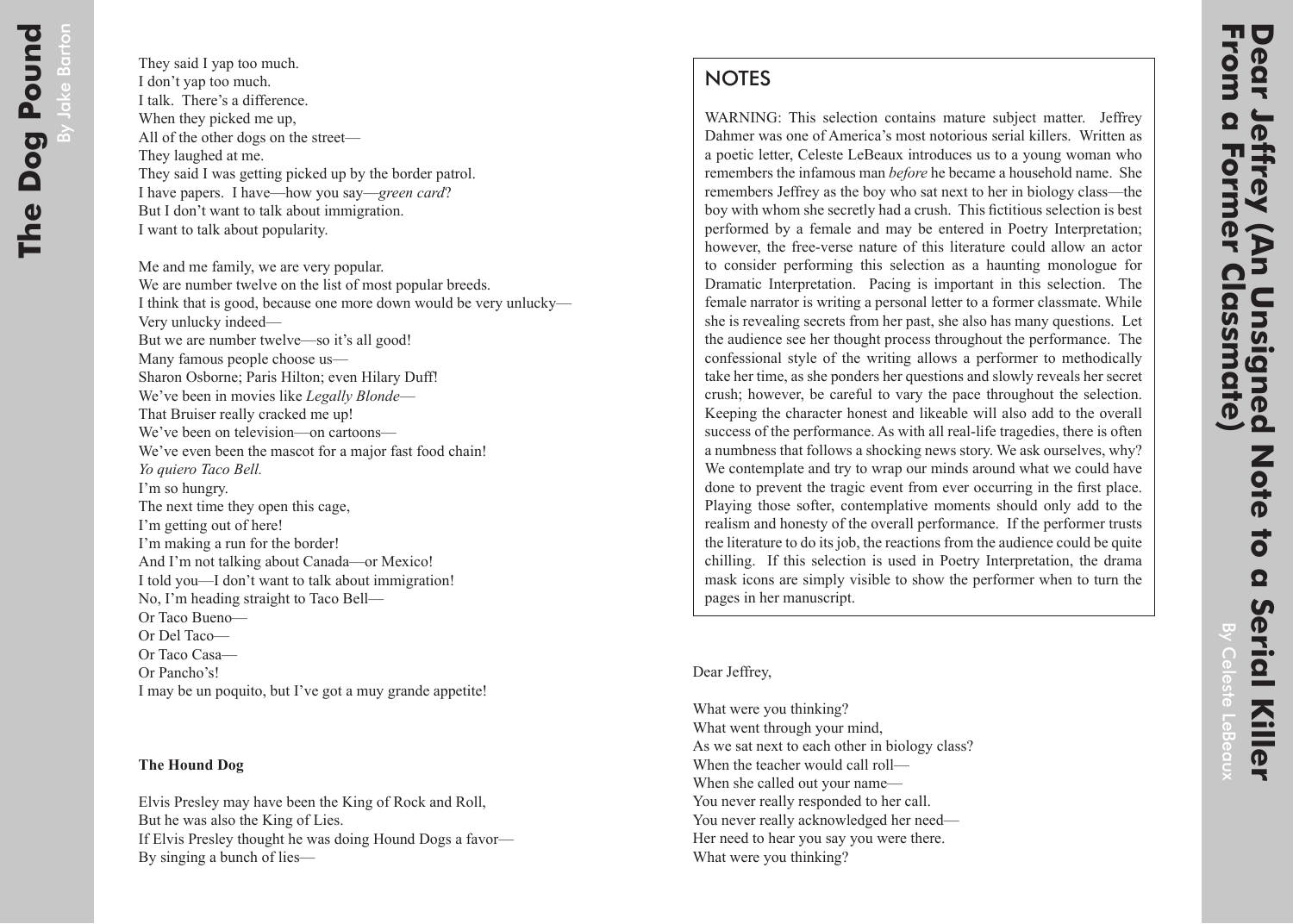# The Dog Pound

By Jake Barton

They said I yap too much.
I don't yap too much.
I talk. There's a difference.
When they picked me up,
All of the other dogs on the street—
They laughed at me.
They said I was getting picked up by the border patrol.
I have papers. I have—how you say—*green card*?
But I don't want to talk about immigration.
I want to talk about popularity.

Me and me family, we are very popular.
We are number twelve on the list of most popular breeds.
I think that is good, because one more down would be very unlucky—
Very unlucky indeed—
But we are number twelve—so it's all good!
Many famous people choose us—
Sharon Osborne; Paris Hilton; even Hilary Duff!
We've been in movies like *Legally Blonde*—
That Bruiser really cracked me up!
We've been on television—on cartoons—
We've even been the mascot for a major fast food chain!
*Yo quiero Taco Bell.*
I'm so hungry.
The next time they open this cage,
I'm getting out of here!
I'm making a run for the border!
And I'm not talking about Canada—or Mexico!
I told you—I don't want to talk about immigration!
No, I'm heading straight to Taco Bell—
Or Taco Bueno—
Or Del Taco—
Or Taco Casa—
Or Pancho's!
I may be un poquito, but I've got a muy grande appetite!

**The Hound Dog**

Elvis Presley may have been the King of Rock and Roll,
But he was also the King of Lies.
If Elvis Presley thought he was doing Hound Dogs a favor—
By singing a bunch of lies—

# Dear Jeffrey (An Unsigned Note to a Serial Killer From a Former Classmate)

By Celeste LeBeaux

## NOTES

WARNING: This selection contains mature subject matter. Jeffrey Dahmer was one of America's most notorious serial killers. Written as a poetic letter, Celeste LeBeaux introduces us to a young woman who remembers the infamous man *before* he became a household name. She remembers Jeffrey as the boy who sat next to her in biology class—the boy with whom she secretly had a crush. This fictitious selection is best performed by a female and may be entered in Poetry Interpretation; however, the free-verse nature of this literature could allow an actor to consider performing this selection as a haunting monologue for Dramatic Interpretation. Pacing is important in this selection. The female narrator is writing a personal letter to a former classmate. While she is revealing secrets from her past, she also has many questions. Let the audience see her thought process throughout the performance. The confessional style of the writing allows a performer to methodically take her time, as she ponders her questions and slowly reveals her secret crush; however, be careful to vary the pace throughout the selection. Keeping the character honest and likeable will also add to the overall success of the performance. As with all real-life tragedies, there is often a numbness that follows a shocking news story. We ask ourselves, why? We contemplate and try to wrap our minds around what we could have done to prevent the tragic event from ever occurring in the first place. Playing those softer, contemplative moments should only add to the realism and honesty of the overall performance. If the performer trusts the literature to do its job, the reactions from the audience could be quite chilling. If this selection is used in Poetry Interpretation, the drama mask icons are simply visible to show the performer when to turn the pages in her manuscript.

Dear Jeffrey,

What were you thinking?
What went through your mind,
As we sat next to each other in biology class?
When the teacher would call roll—
When she called out your name—
You never really responded to her call.
You never really acknowledged her need—
Her need to hear you say you were there.
What were you thinking?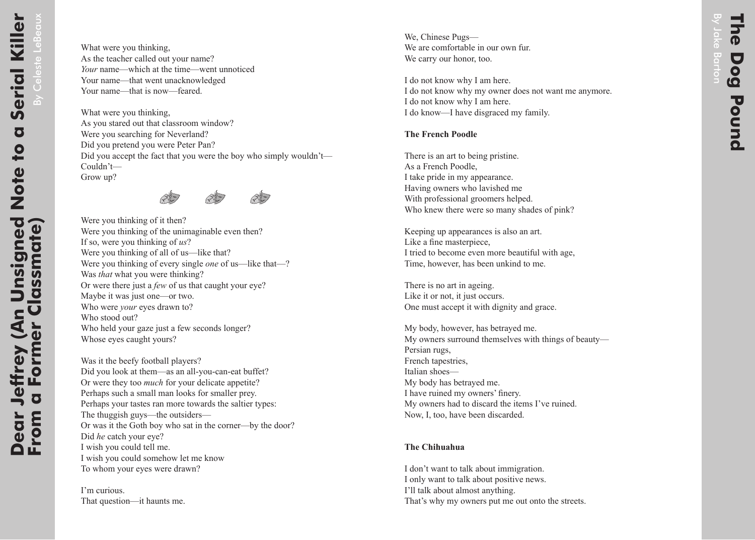What were you thinking,
As the teacher called out your name?
*Your* name—which at the time—went unnoticed
Your name—that went unacknowledged
Your name—that is now—feared.

What were you thinking,
As you stared out that classroom window?
Were you searching for Neverland?
Did you pretend you were Peter Pan?
Did you accept the fact that you were the boy who simply wouldn't—
Couldn't—
Grow up?

Were you thinking of it then?
Were you thinking of the unimaginable even then?
If so, were you thinking of *us*?
Were you thinking of all of us—like that?
Were you thinking of every single *one* of us—like that—?
Was *that* what you were thinking?
Or were there just a *few* of us that caught your eye?
Maybe it was just one—or two.
Who were *your* eyes drawn to?
Who stood out?
Who held your gaze just a few seconds longer?
Whose eyes caught yours?

Was it the beefy football players?
Did you look at them—as an all-you-can-eat buffet?
Or were they too *much* for your delicate appetite?
Perhaps such a small man looks for smaller prey.
Perhaps your tastes ran more towards the saltier types:
The thuggish guys—the outsiders—
Or was it the Goth boy who sat in the corner—by the door?
Did *he* catch your eye?
I wish you could tell me.
I wish you could somehow let me know
To whom your eyes were drawn?

I'm curious.
That question—it haunts me.

We, Chinese Pugs—
We are comfortable in our own fur.
We carry our honor, too.

I do not know why I am here.
I do not know why my owner does not want me anymore.
I do not know why I am here.
I do know—I have disgraced my family.

**The French Poodle**

There is an art to being pristine.
As a French Poodle,
I take pride in my appearance.
Having owners who lavished me
With professional groomers helped.
Who knew there were so many shades of pink?

Keeping up appearances is also an art.
Like a fine masterpiece,
I tried to become even more beautiful with age,
Time, however, has been unkind to me.

There is no art in ageing.
Like it or not, it just occurs.
One must accept it with dignity and grace.

My body, however, has betrayed me.
My owners surround themselves with things of beauty—
Persian rugs,
French tapestries,
Italian shoes—
My body has betrayed me.
I have ruined my owners' finery.
My owners had to discard the items I've ruined.
Now, I, too, have been discarded.

**The Chihuahua**

I don't want to talk about immigration.
I only want to talk about positive news.
I'll talk about almost anything.
That's why my owners put me out onto the streets.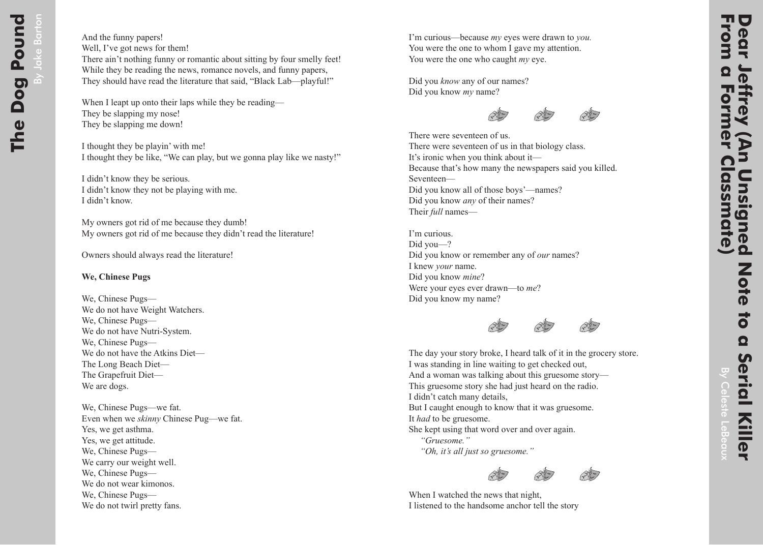# The Dog Pound

By Jake Barton

And the funny papers!
Well, I've got news for them!
There ain't nothing funny or romantic about sitting by four smelly feet!
While they be reading the news, romance novels, and funny papers,
They should have read the literature that said, "Black Lab—playful!"

When I leapt up onto their laps while they be reading—
They be slapping my nose!
They be slapping me down!

I thought they be playin' with me!
I thought they be like, "We can play, but we gonna play like we nasty!"

I didn't know they be serious.
I didn't know they not be playing with me.
I didn't know.

My owners got rid of me because they dumb!
My owners got rid of me because they didn't read the literature!

Owners should always read the literature!

**We, Chinese Pugs**

We, Chinese Pugs—
We do not have Weight Watchers.
We, Chinese Pugs—
We do not have Nutri-System.
We, Chinese Pugs—
We do not have the Atkins Diet—
The Long Beach Diet—
The Grapefruit Diet—
We are dogs.

We, Chinese Pugs—we fat.
Even when we *skinny* Chinese Pug—we fat.
Yes, we get asthma.
Yes, we get attitude.
We, Chinese Pugs—
We carry our weight well.
We, Chinese Pugs—
We do not wear kimonos.
We, Chinese Pugs—
We do not twirl pretty fans.

# Dear Jeffrey (An Unsigned Note to a Serial Killer From a Former Classmate)

By Celeste LeBeaux

I'm curious—because *my* eyes were drawn to *you.*
You were the one to whom I gave my attention.
You were the one who caught *my* eye.

Did you *know* any of our names?
Did you know *my* name?

There were seventeen of us.
There were seventeen of us in that biology class.
It's ironic when you think about it—
Because that's how many the newspapers said you killed.
Seventeen—
Did you know all of those boys'—names?
Did you know *any* of their names?
Their *full* names—

I'm curious.
Did you—?
Did you know or remember any of *our* names?
I knew *your* name.
Did you know *mine*?
Were your eyes ever drawn—to *me*?
Did you know my name?

The day your story broke, I heard talk of it in the grocery store.
I was standing in line waiting to get checked out,
And a woman was talking about this gruesome story—
This gruesome story she had just heard on the radio.
I didn't catch many details,
But I caught enough to know that it was gruesome.
It *had* to be gruesome.
She kept using that word over and over again.
*"Gruesome."*
*"Oh, it's all just so gruesome."*

When I watched the news that night,
I listened to the handsome anchor tell the story